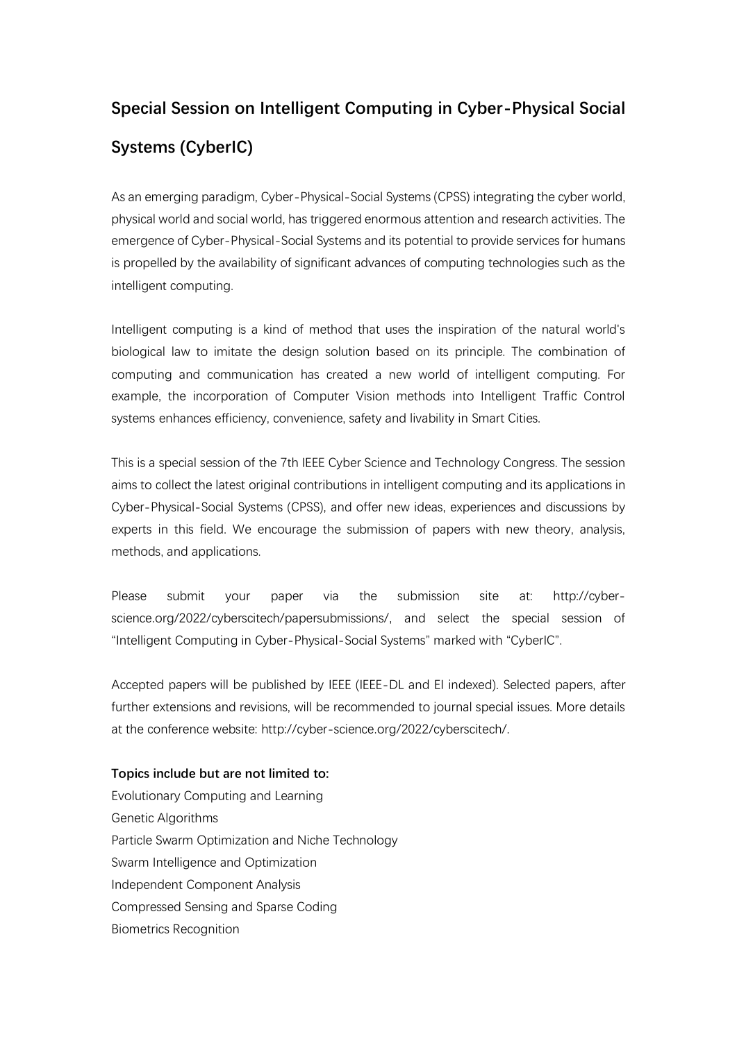# Special Session on Intelligent Computing in Cyber-Physical Social Systems (CyberIC)

As an emerging paradigm, Cyber-Physical-Social Systems (CPSS) integrating the cyber world, physical world and social world, has triggered enormous attention and research activities. The emergence of Cyber-Physical-Social Systems and its potential to provide services for humans is propelled by the availability of significant advances of computing technologies such as the intelligent computing.

Intelligent computing is a kind of method that uses the inspiration of the natural world's biological law to imitate the design solution based on its principle. The combination of computing and communication has created a new world of intelligent computing. For example, the incorporation of Computer Vision methods into Intelligent Traffic Control systems enhances efficiency, convenience, safety and livability in Smart Cities.

This is a special session of the 7th IEEE Cyber Science and Technology Congress. The session aims to collect the latest original contributions in intelligent computing and its applications in Cyber-Physical-Social Systems (CPSS), and offer new ideas, experiences and discussions by experts in this field. We encourage the submission of papers with new theory, analysis, methods, and applications.

Please submit your paper via the submission site at: http://cyber-science.org/2022/cyberscitech/papersubmissions/, and select the special session of "Intelligent Computing in Cyber-Physical-Social Systems" marked with "CyberIC".

Accepted papers will be published by IEEE (IEEE-DL and EI indexed). Selected papers, after further extensions and revisions, will be recommended to journal special issues. More details at the conference website: http://cyber-science.org/2022/cyberscitech/.

**Topics include but are not limited to:**

Evolutionary Computing and Learning
Genetic Algorithms
Particle Swarm Optimization and Niche Technology
Swarm Intelligence and Optimization
Independent Component Analysis
Compressed Sensing and Sparse Coding
Biometrics Recognition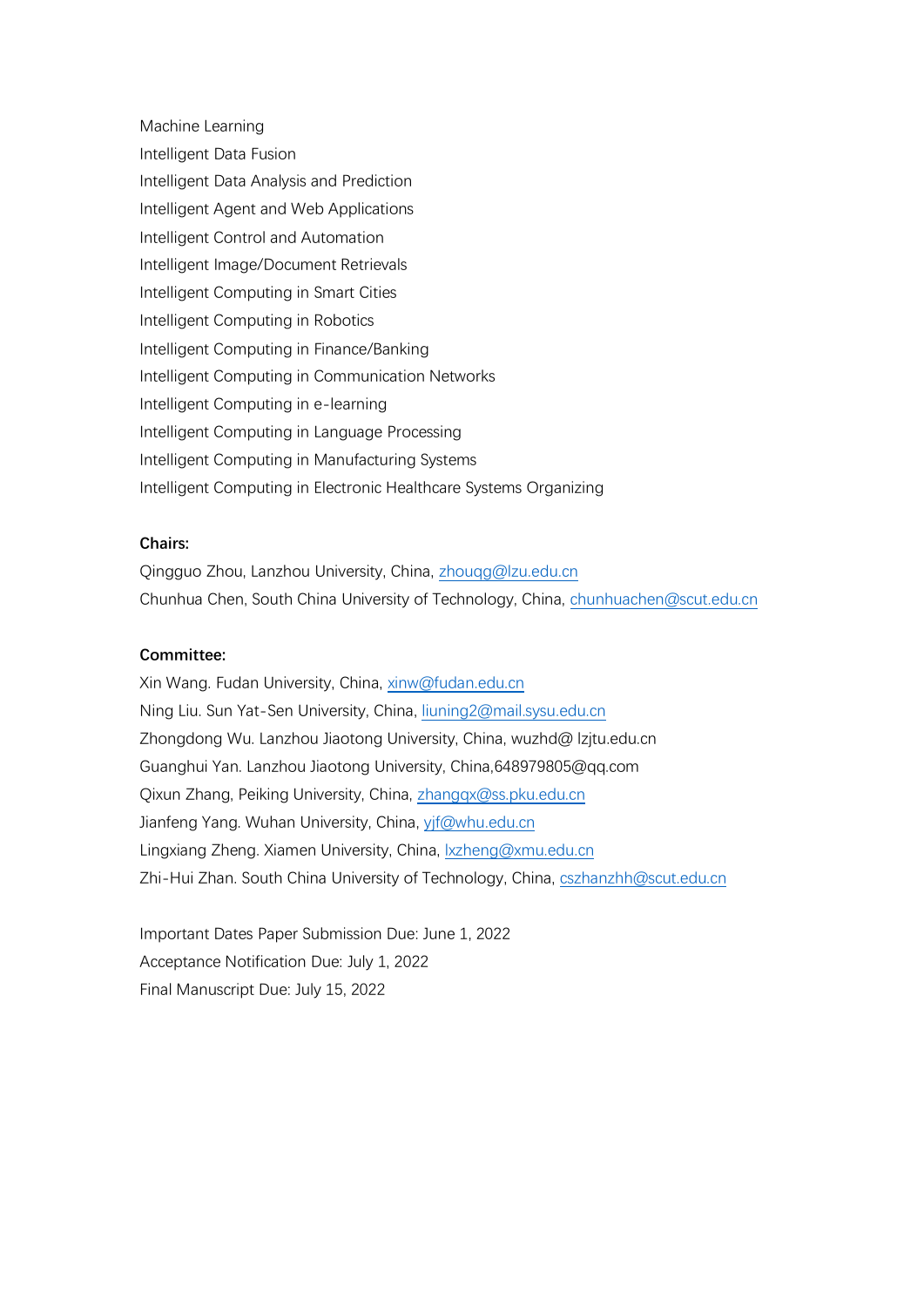Machine Learning

Intelligent Data Fusion

Intelligent Data Analysis and Prediction

Intelligent Agent and Web Applications

Intelligent Control and Automation

Intelligent Image/Document Retrievals

Intelligent Computing in Smart Cities

Intelligent Computing in Robotics

Intelligent Computing in Finance/Banking

Intelligent Computing in Communication Networks

Intelligent Computing in e-learning

Intelligent Computing in Language Processing

Intelligent Computing in Manufacturing Systems

Intelligent Computing in Electronic Healthcare Systems Organizing

**Chairs:**

Qingguo Zhou, Lanzhou University, China, zhouqg@lzu.edu.cn

Chunhua Chen, South China University of Technology, China, chunhuachen@scut.edu.cn

**Committee:**

Xin Wang. Fudan University, China, xinw@fudan.edu.cn

Ning Liu. Sun Yat-Sen University, China, liuning2@mail.sysu.edu.cn

Zhongdong Wu. Lanzhou Jiaotong University, China, wuzhd@ lzjtu.edu.cn

Guanghui Yan. Lanzhou Jiaotong University, China,648979805@qq.com

Qixun Zhang, Peiking University, China, zhangqx@ss.pku.edu.cn

Jianfeng Yang. Wuhan University, China, yjf@whu.edu.cn

Lingxiang Zheng. Xiamen University, China, lxzheng@xmu.edu.cn

Zhi-Hui Zhan. South China University of Technology, China, cszhanzhh@scut.edu.cn

Important Dates Paper Submission Due: June 1, 2022

Acceptance Notification Due: July 1, 2022

Final Manuscript Due: July 15, 2022